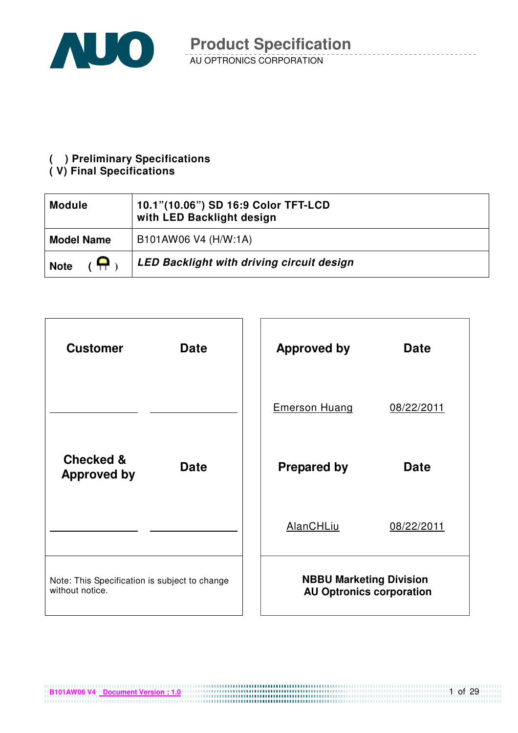# Product Specification

AU OPTRONICS CORPORATION

**( ) Preliminary Specifications**
**( V) Final Specifications**

| **Module** | **10.1"(10.06") SD 16:9 Color TFT-LCD with LED Backlight design** |
|---|---|
| **Model Name** | B101AW06 V4 (H/W:1A) |
| **Note** ( ) | ***LED Backlight with driving circuit design*** |

| **Customer** | **Date** | **Approved by** | **Date** |
|---|---|---|---|
| | | Emerson Huang | 08/22/2011 |
| **Checked & Approved by** | **Date** | **Prepared by** | **Date** |
| | | AlanCHLiu | 08/22/2011 |
| Note: This Specification is subject to change without notice. | | **NBBU Marketing Division AU Optronics corporation** | |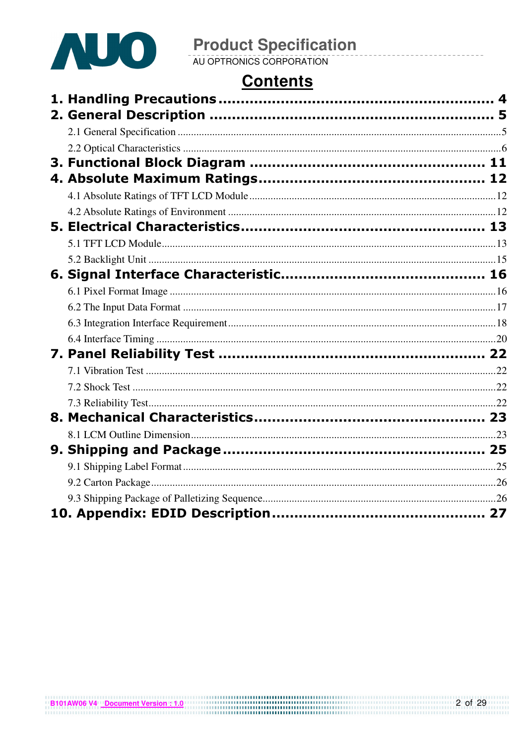# Contents

**1. Handling Precautions ........................................................ 4**

**2. General Description ........................................................ 5**

- 2.1 General Specification ........................................................ 5
- 2.2 Optical Characteristics ........................................................ 6

**3. Functional Block Diagram ........................................................ 11**

**4. Absolute Maximum Ratings ........................................................ 12**

- 4.1 Absolute Ratings of TFT LCD Module ........................................................ 12
- 4.2 Absolute Ratings of Environment ........................................................ 12

**5. Electrical Characteristics ........................................................ 13**

- 5.1 TFT LCD Module ........................................................ 13
- 5.2 Backlight Unit ........................................................ 15

**6. Signal Interface Characteristic ........................................................ 16**

- 6.1 Pixel Format Image ........................................................ 16
- 6.2 The Input Data Format ........................................................ 17
- 6.3 Integration Interface Requirement ........................................................ 18
- 6.4 Interface Timing ........................................................ 20

**7. Panel Reliability Test ........................................................ 22**

- 7.1 Vibration Test ........................................................ 22
- 7.2 Shock Test ........................................................ 22
- 7.3 Reliability Test ........................................................ 22

**8. Mechanical Characteristics ........................................................ 23**

- 8.1 LCM Outline Dimension ........................................................ 23

**9. Shipping and Package ........................................................ 25**

- 9.1 Shipping Label Format ........................................................ 25
- 9.2 Carton Package ........................................................ 26
- 9.3 Shipping Package of Palletizing Sequence ........................................................ 26

**10. Appendix: EDID Description ........................................................ 27**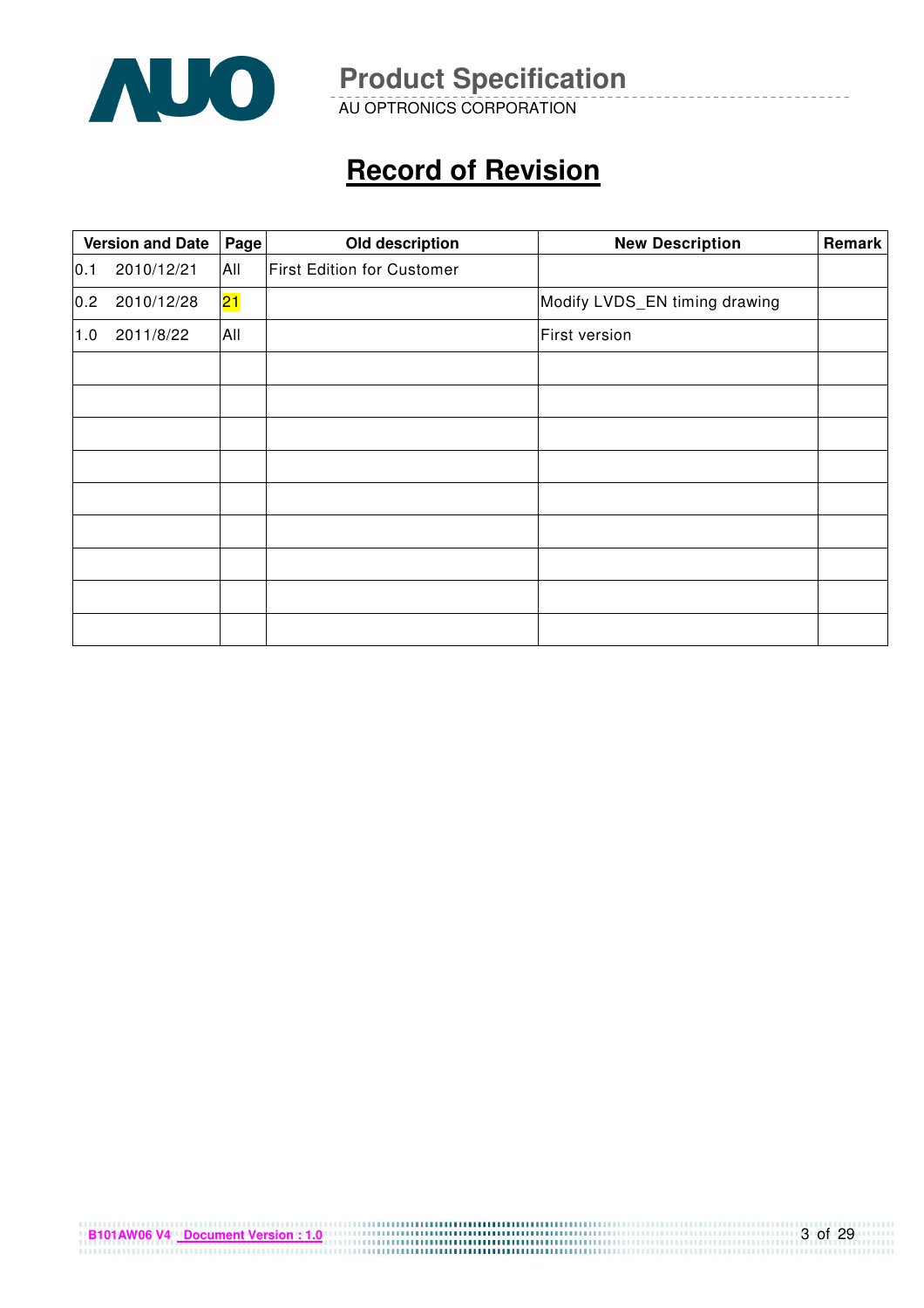# Record of Revision

| Version and Date | Page | Old description | New Description | Remark |
|---|---|---|---|---|
| 0.1 2010/12/21 | All | First Edition for Customer | | |
| 0.2 2010/12/28 | 21 | | Modify LVDS_EN timing drawing | |
| 1.0 2011/8/22 | All | | First version | |
| | | | | |
| | | | | |
| | | | | |
| | | | | |
| | | | | |
| | | | | |
| | | | | |
| | | | | |
| | | | | |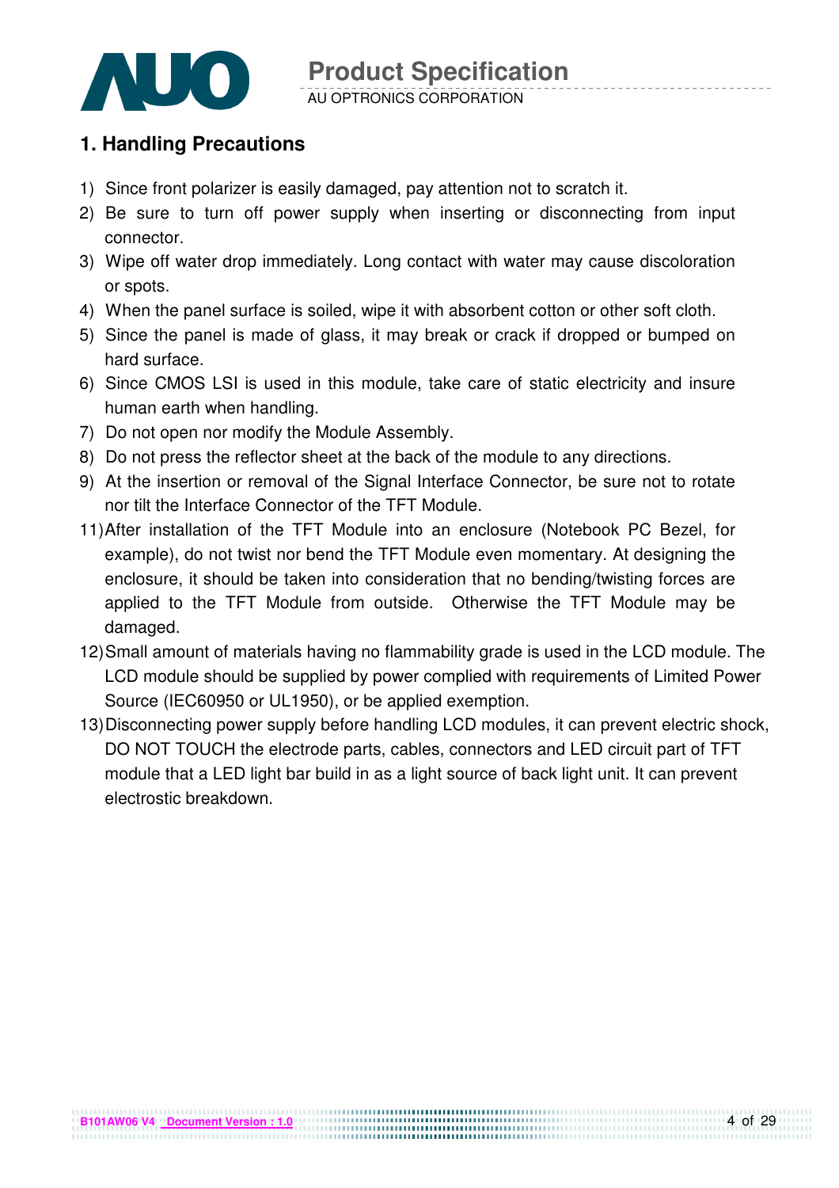## 1. Handling Precautions

1) Since front polarizer is easily damaged, pay attention not to scratch it.
2) Be sure to turn off power supply when inserting or disconnecting from input connector.
3) Wipe off water drop immediately. Long contact with water may cause discoloration or spots.
4) When the panel surface is soiled, wipe it with absorbent cotton or other soft cloth.
5) Since the panel is made of glass, it may break or crack if dropped or bumped on hard surface.
6) Since CMOS LSI is used in this module, take care of static electricity and insure human earth when handling.
7) Do not open nor modify the Module Assembly.
8) Do not press the reflector sheet at the back of the module to any directions.
9) At the insertion or removal of the Signal Interface Connector, be sure not to rotate nor tilt the Interface Connector of the TFT Module.

11) After installation of the TFT Module into an enclosure (Notebook PC Bezel, for example), do not twist nor bend the TFT Module even momentary. At designing the enclosure, it should be taken into consideration that no bending/twisting forces are applied to the TFT Module from outside. Otherwise the TFT Module may be damaged.
12) Small amount of materials having no flammability grade is used in the LCD module. The LCD module should be supplied by power complied with requirements of Limited Power Source (IEC60950 or UL1950), or be applied exemption.
13) Disconnecting power supply before handling LCD modules, it can prevent electric shock, DO NOT TOUCH the electrode parts, cables, connectors and LED circuit part of TFT module that a LED light bar build in as a light source of back light unit. It can prevent electrostic breakdown.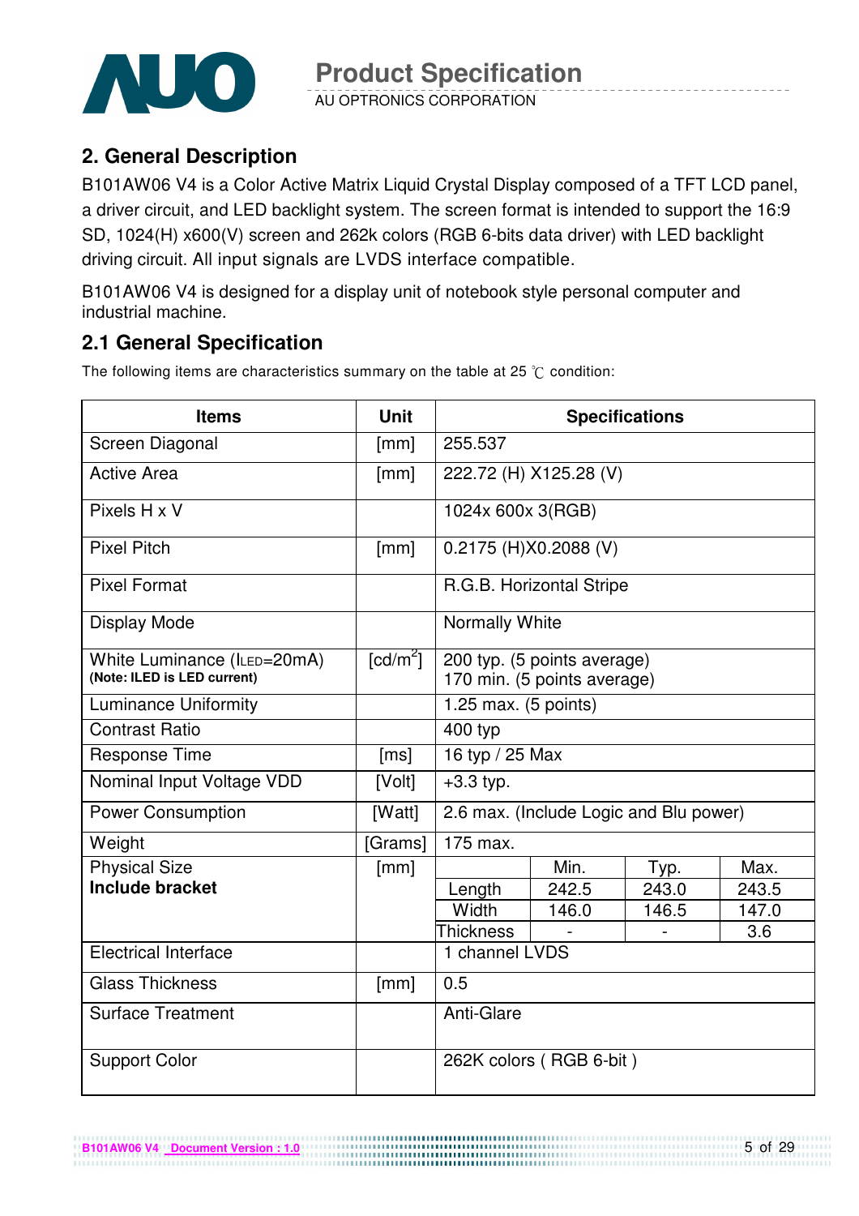## 2. General Description

B101AW06 V4 is a Color Active Matrix Liquid Crystal Display composed of a TFT LCD panel, a driver circuit, and LED backlight system. The screen format is intended to support the 16:9 SD, 1024(H) x600(V) screen and 262k colors (RGB 6-bits data driver) with LED backlight driving circuit. All input signals are LVDS interface compatible.

B101AW06 V4 is designed for a display unit of notebook style personal computer and industrial machine.

## 2.1 General Specification

The following items are characteristics summary on the table at 25 ℃ condition:

| Items | Unit | Specifications | | | |
|---|---|---|---|---|---|
| Screen Diagonal | [mm] | 255.537 | | | |
| Active Area | [mm] | 222.72 (H) X125.28 (V) | | | |
| Pixels H x V | | 1024x 600x 3(RGB) | | | |
| Pixel Pitch | [mm] | 0.2175 (H)X0.2088 (V) | | | |
| Pixel Format | | R.G.B. Horizontal Stripe | | | |
| Display Mode | | Normally White | | | |
| White Luminance ($I_{LED}$=20mA) **(Note: ILED is LED current)** | [cd/m$^2$] | 200 typ. (5 points average) 170 min. (5 points average) | | | |
| Luminance Uniformity | | 1.25 max. (5 points) | | | |
| Contrast Ratio | | 400 typ | | | |
| Response Time | [ms] | 16 typ / 25 Max | | | |
| Nominal Input Voltage VDD | [Volt] | +3.3 typ. | | | |
| Power Consumption | [Watt] | 2.6 max. (Include Logic and Blu power) | | | |
| Weight | [Grams] | 175 max. | | | |
| Physical Size **Include bracket** | [mm] | | Min. | Typ. | Max. |
| | | Length | 242.5 | 243.0 | 243.5 |
| | | Width | 146.0 | 146.5 | 147.0 |
| | | Thickness | - | - | 3.6 |
| Electrical Interface | | 1 channel LVDS | | | |
| Glass Thickness | [mm] | 0.5 | | | |
| Surface Treatment | | Anti-Glare | | | |
| Support Color | | 262K colors ( RGB 6-bit ) | | | |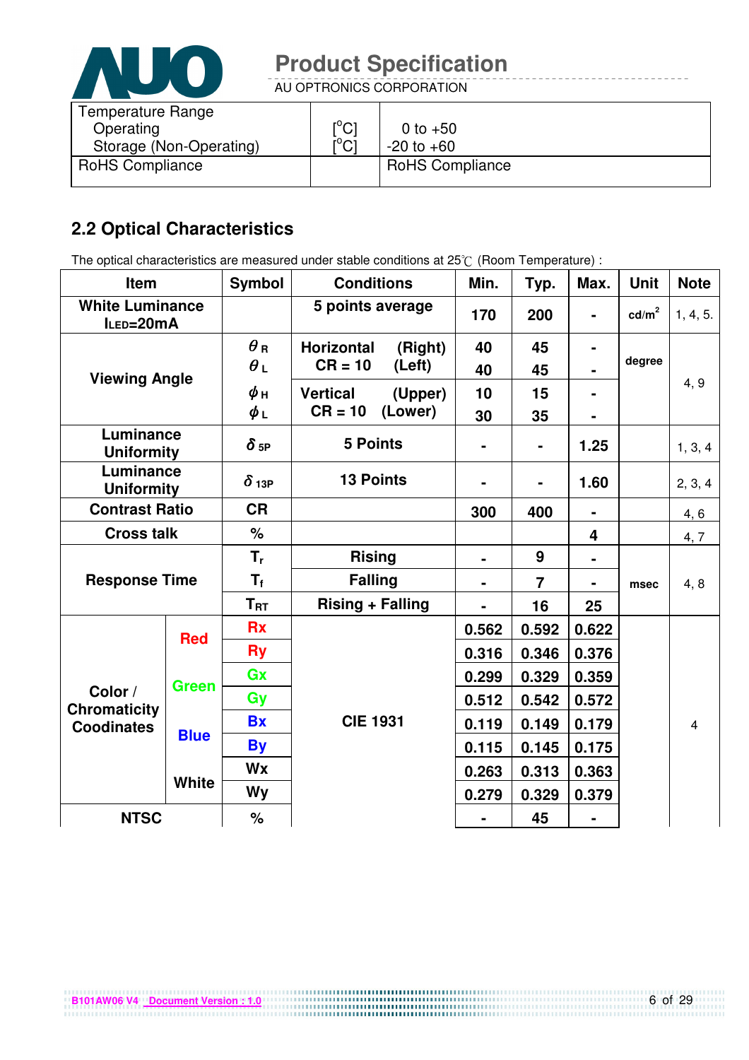| Temperature Range | | |
|---|---|---|
| Operating | [$^o$C] | 0 to +50 |
| Storage (Non-Operating) | [$^o$C] | -20 to +60 |
| RoHS Compliance | | RoHS Compliance |

## 2.2 Optical Characteristics

The optical characteristics are measured under stable conditions at 25℃ (Room Temperature) :

| Item | | Symbol | Conditions | Min. | Typ. | Max. | Unit | Note |
|---|---|---|---|---|---|---|---|---|
| **White Luminance $I_{LED}$=20mA** | | | **5 points average** | **170** | **200** | **-** | **cd/m$^2$** | 1, 4, 5. |
| **Viewing Angle** | | $\theta_R$ | **Horizontal (Right) CR = 10** | **40** | **45** | **-** | **degree** | 4, 9 |
| | | $\theta_L$ | **(Left)** | **40** | **45** | **-** | | |
| | | $\phi_H$ | **Vertical (Upper) CR = 10** | **10** | **15** | **-** | | |
| | | $\phi_L$ | **(Lower)** | **30** | **35** | **-** | | |
| **Luminance Uniformity** | | $\delta_{5P}$ | **5 Points** | **-** | **-** | **1.25** | | 1, 3, 4 |
| **Luminance Uniformity** | | $\delta_{13P}$ | **13 Points** | **-** | **-** | **1.60** | | 2, 3, 4 |
| **Contrast Ratio** | | **CR** | | **300** | **400** | **-** | | 4, 6 |
| **Cross talk** | | **%** | | | | **4** | | 4, 7 |
| **Response Time** | | $T_r$ | **Rising** | **-** | **9** | **-** | **msec** | 4, 8 |
| | | $T_f$ | **Falling** | **-** | **7** | **-** | | |
| | | $T_{RT}$ | **Rising + Falling** | **-** | **16** | **25** | | |
| **Color / Chromaticity Coodinates** | **Red** | **Rx** | **CIE 1931** | **0.562** | **0.592** | **0.622** | | 4 |
| | | **Ry** | | **0.316** | **0.346** | **0.376** | | |
| | **Green** | **Gx** | | **0.299** | **0.329** | **0.359** | | |
| | | **Gy** | | **0.512** | **0.542** | **0.572** | | |
| | **Blue** | **Bx** | | **0.119** | **0.149** | **0.179** | | |
| | | **By** | | **0.115** | **0.145** | **0.175** | | |
| | **White** | **Wx** | | **0.263** | **0.313** | **0.363** | | |
| | | **Wy** | | **0.279** | **0.329** | **0.379** | | |
| **NTSC** | | **%** | | **-** | **45** | **-** | | |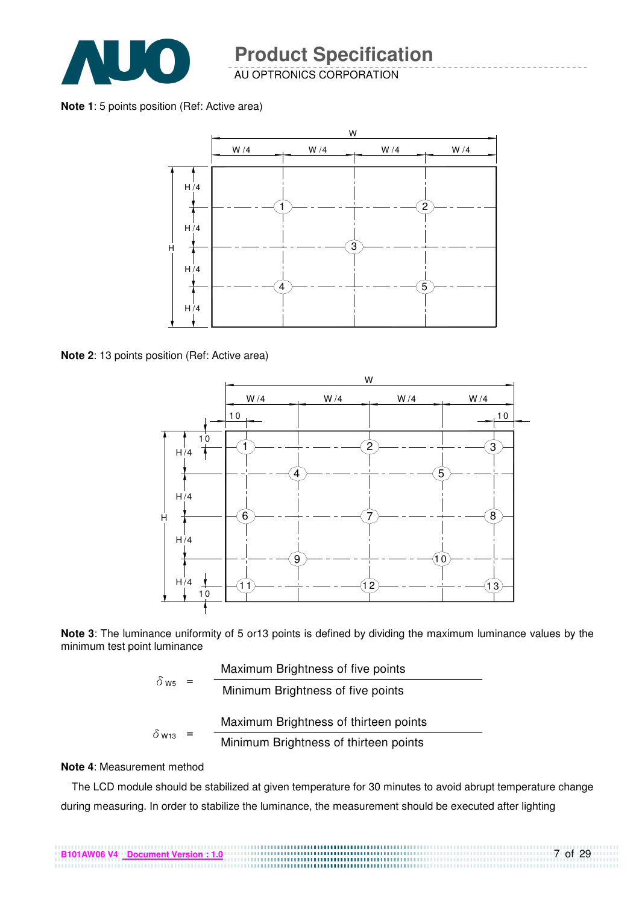**Note 1**: 5 points position (Ref: Active area)

**Note 2**: 13 points position (Ref: Active area)

**Note 3**: The luminance uniformity of 5 or13 points is defined by dividing the maximum luminance values by the minimum test point luminance

$$\delta_{W5} = \frac{\text{Maximum Brightness of five points}}{\text{Minimum Brightness of five points}}$$

$$\delta_{W13} = \frac{\text{Maximum Brightness of thirteen points}}{\text{Minimum Brightness of thirteen points}}$$

**Note 4**: Measurement method

The LCD module should be stabilized at given temperature for 30 minutes to avoid abrupt temperature change during measuring. In order to stabilize the luminance, the measurement should be executed after lighting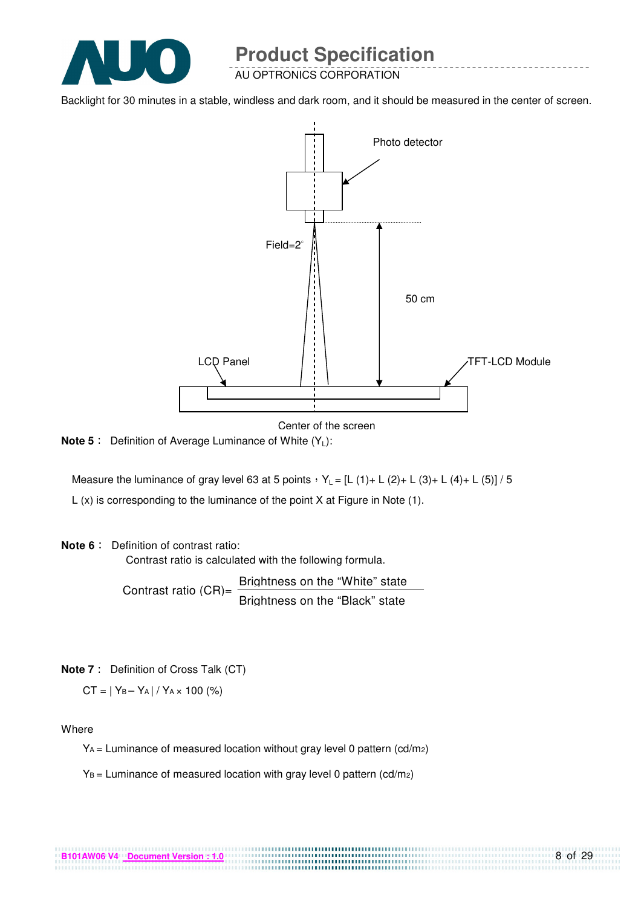Backlight for 30 minutes in a stable, windless and dark room, and it should be measured in the center of screen.

Photo detector

Field=2°

50 cm

LCD Panel

TFT-LCD Module

Center of the screen

**Note 5：** Definition of Average Luminance of White ($Y_L$):

Measure the luminance of gray level 63 at 5 points，$Y_L$ = [L (1)+ L (2)+ L (3)+ L (4)+ L (5)] / 5

L (x) is corresponding to the luminance of the point X at Figure in Note (1).

**Note 6：** Definition of contrast ratio:

Contrast ratio is calculated with the following formula.

$$\text{Contrast ratio (CR)} = \frac{\text{Brightness on the “White” state}}{\text{Brightness on the “Black” state}}$$

**Note 7：** Definition of Cross Talk (CT)

$$CT = | Y_B - Y_A | / Y_A \times 100\ (\%)$$

Where

$Y_A$ = Luminance of measured location without gray level 0 pattern (cd/m2)

$Y_B$ = Luminance of measured location with gray level 0 pattern (cd/m2)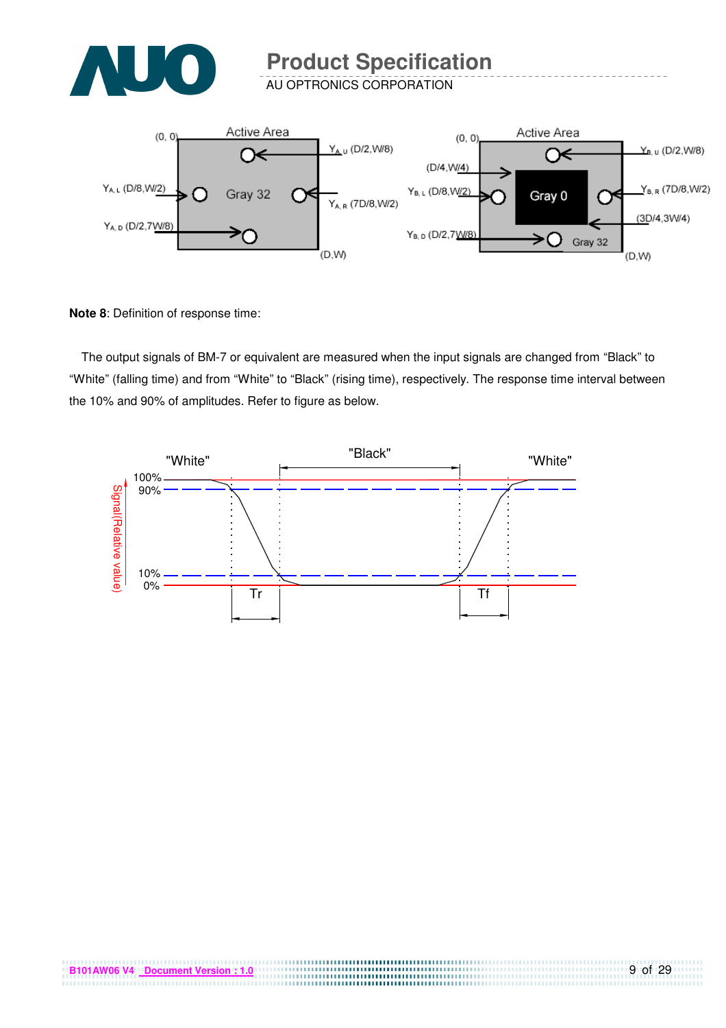**Note 8**: Definition of response time:

The output signals of BM-7 or equivalent are measured when the input signals are changed from "Black" to "White" (falling time) and from "White" to "Black" (rising time), respectively. The response time interval between the 10% and 90% of amplitudes. Refer to figure as below.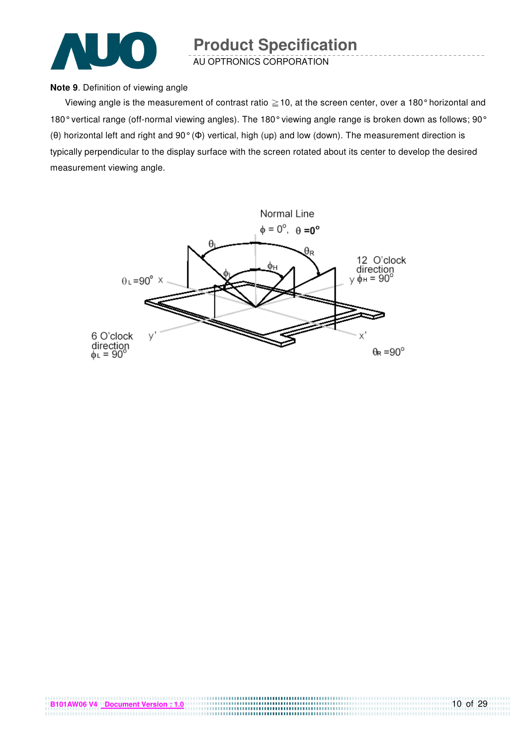**Note 9**. Definition of viewing angle

Viewing angle is the measurement of contrast ratio ≧10, at the screen center, over a 180° horizontal and 180° vertical range (off-normal viewing angles). The 180° viewing angle range is broken down as follows; 90° (θ) horizontal left and right and 90° (Φ) vertical, high (up) and low (down). The measurement direction is typically perpendicular to the display surface with the screen rotated about its center to develop the desired measurement viewing angle.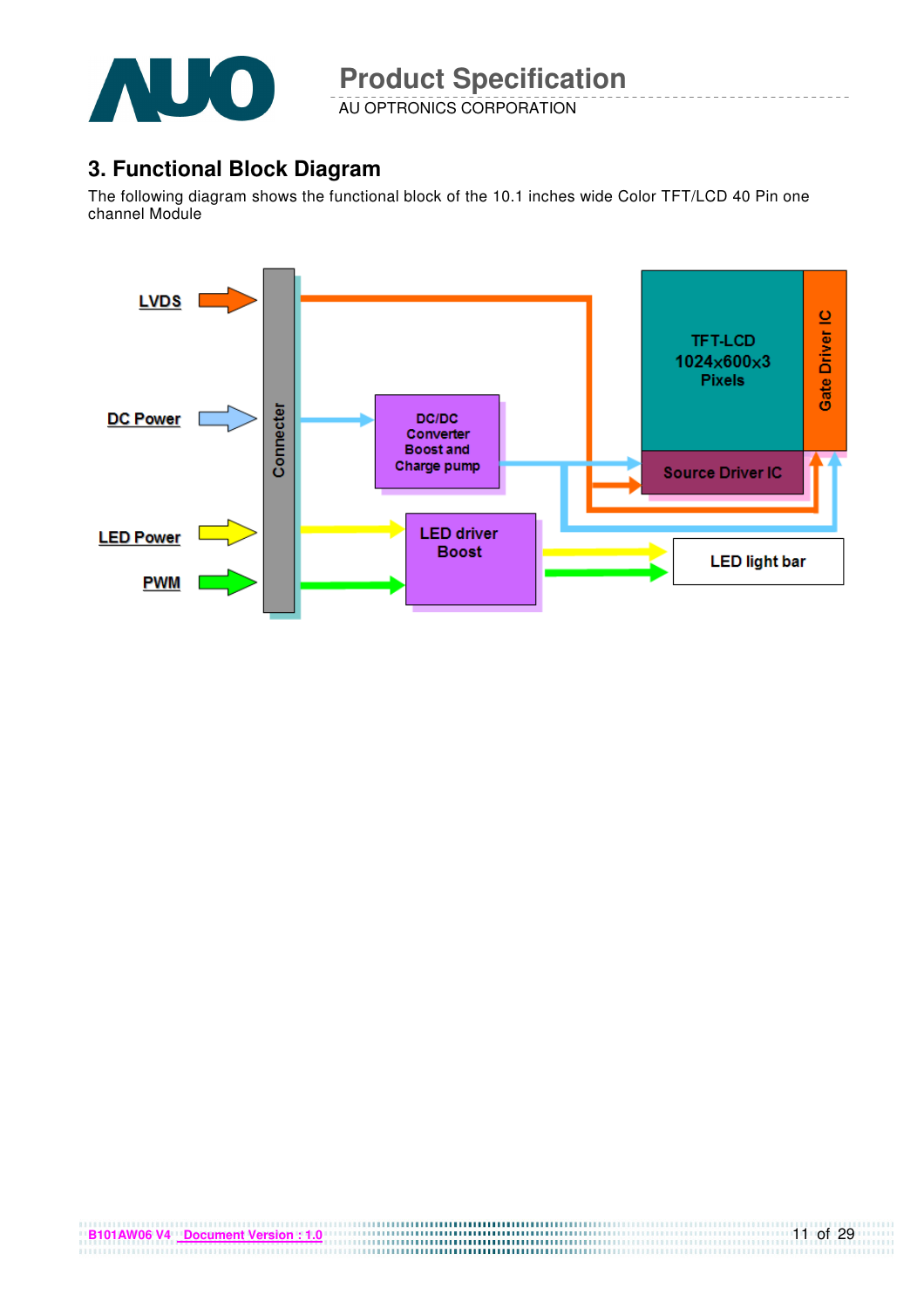## 3. Functional Block Diagram

The following diagram shows the functional block of the 10.1 inches wide Color TFT/LCD 40 Pin one channel Module

LVDS

DC Power

LED Power

PWM

Connecter

DC/DC Converter Boost and Charge pump

LED driver Boost

TFT-LCD 1024x600x3 Pixels

Gate Driver IC

Source Driver IC

LED light bar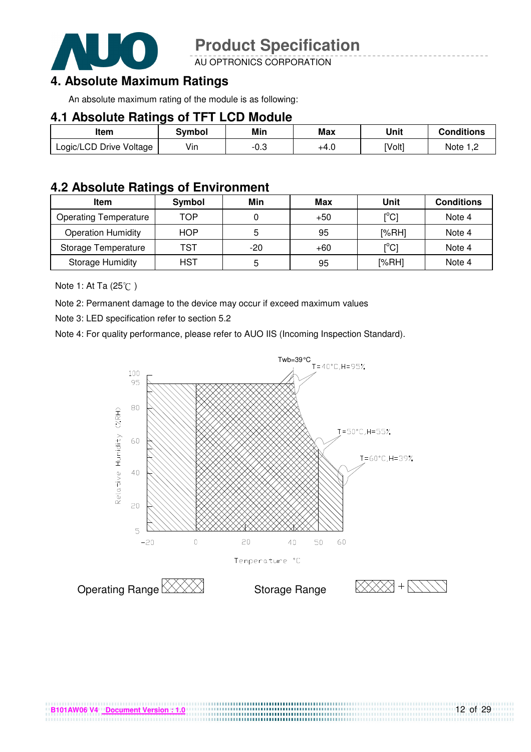# 4. Absolute Maximum Ratings

An absolute maximum rating of the module is as following:

## 4.1 Absolute Ratings of TFT LCD Module

| Item | Symbol | Min | Max | Unit | Conditions |
|---|---|---|---|---|---|
| Logic/LCD Drive Voltage | Vin | -0.3 | +4.0 | [Volt] | Note 1,2 |

## 4.2 Absolute Ratings of Environment

| Item | Symbol | Min | Max | Unit | Conditions |
|---|---|---|---|---|---|
| Operating Temperature | TOP | 0 | +50 | [°C] | Note 4 |
| Operation Humidity | HOP | 5 | 95 | [%RH] | Note 4 |
| Storage Temperature | TST | -20 | +60 | [°C] | Note 4 |
| Storage Humidity | HST | 5 | 95 | [%RH] | Note 4 |

Note 1: At Ta (25℃ )

Note 2: Permanent damage to the device may occur if exceed maximum values

Note 3: LED specification refer to section 5.2

Note 4: For quality performance, please refer to AUO IIS (Incoming Inspection Standard).

Twb=39°C

T=40°C,H=95%

T=50°C,H=55%

T=60°C,H=39%

Relative Humidity (%RH)

Temperature °C

Operating Range

Storage Range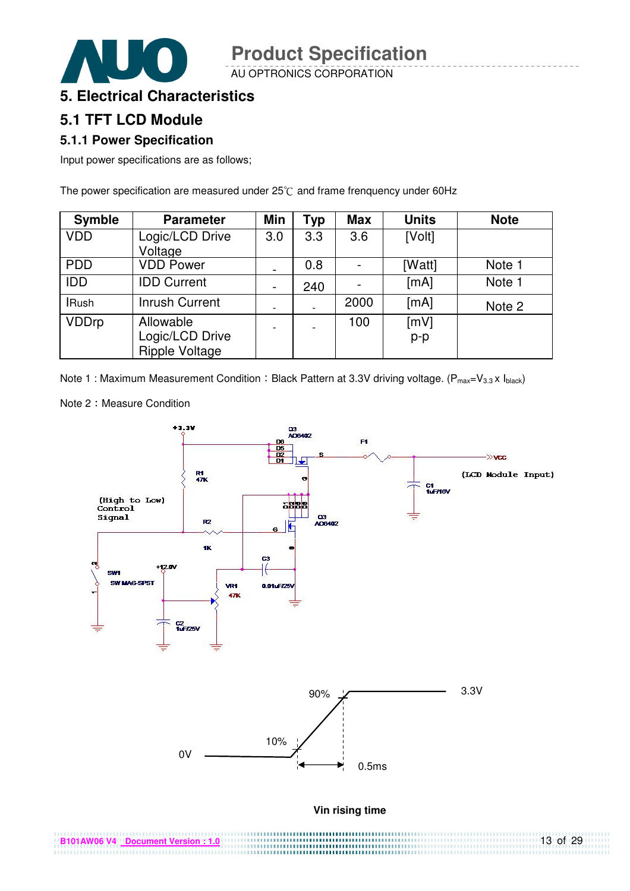# 5. Electrical Characteristics

## 5.1 TFT LCD Module

### 5.1.1 Power Specification

Input power specifications are as follows;

The power specification are measured under 25℃ and frame frenquency under 60Hz

| Symble | Parameter | Min | Typ | Max | Units | Note |
|---|---|---|---|---|---|---|
| VDD | Logic/LCD Drive Voltage | 3.0 | 3.3 | 3.6 | [Volt] | |
| PDD | VDD Power | - | 0.8 | - | [Watt] | Note 1 |
| IDD | IDD Current | - | 240 | - | [mA] | Note 1 |
| IRush | Inrush Current | - | - | 2000 | [mA] | Note 2 |
| VDDrp | Allowable Logic/LCD Drive Ripple Voltage | - | - | 100 | [mV] p-p | |

Note 1 : Maximum Measurement Condition：Black Pattern at 3.3V driving voltage. ($P_{max}=V_{3.3} \times I_{black}$)

Note 2：Measure Condition

+3.3V, Q3 AO6402, D6 D5 D2 D1, S, F1, VCC (LCD Module Input), R1 47K, C1 1uF/16V, (High to Low) Control Signal, R2 1K, G, D, Q3 AO6402, C3 0.01uF/25V, SW1 SW MAG-SPST, +12.0V, VR1 47K, C2 1uF/25V

90%, 3.3V, 10%, 0V, 0.5ms

Vin rising time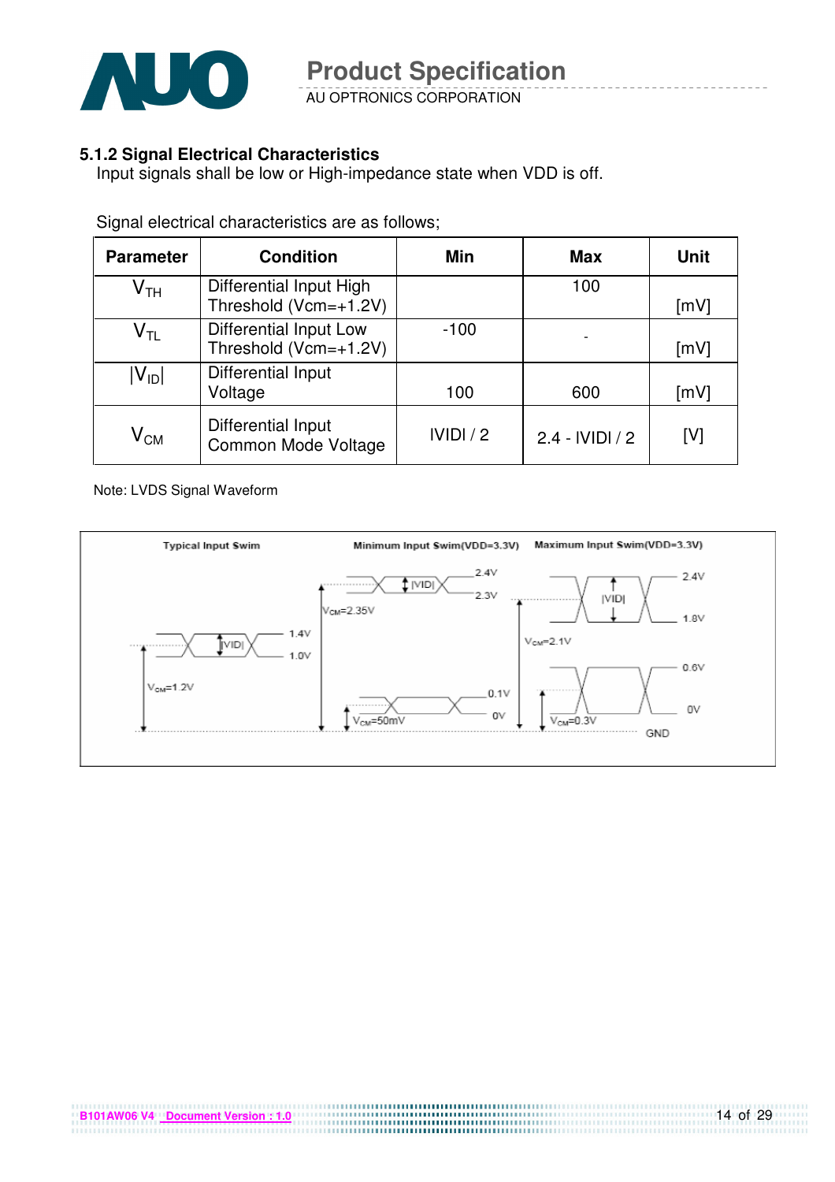### 5.1.2 Signal Electrical Characteristics

Input signals shall be low or High-impedance state when VDD is off.

Signal electrical characteristics are as follows;

| Parameter | Condition | Min | Max | Unit |
|---|---|---|---|---|
| $V_{TH}$ | Differential Input High Threshold (Vcm=+1.2V) | | 100 | [mV] |
| $V_{TL}$ | Differential Input Low Threshold (Vcm=+1.2V) | -100 | - | [mV] |
| $\|V_{ID}\|$ | Differential Input Voltage | 100 | 600 | [mV] |
| $V_{CM}$ | Differential Input Common Mode Voltage | IVIDI / 2 | 2.4 - IVIDI / 2 | [V] |

Note: LVDS Signal Waveform

Typical Input Swim — Minimum Input Swim(VDD=3.3V) — Maximum Input Swim(VDD=3.3V)

Typical Input Swim: 1.4V, 1.0V, |VID|, $V_{CM}$=1.2V

Minimum Input Swim (VDD=3.3V): 2.4V, 2.3V, |VID|, $V_{CM}$=2.35V; 0.1V, 0V, $V_{CM}$=50mV

Maximum Input Swim (VDD=3.3V): 2.4V, 1.8V, |VID|, $V_{CM}$=2.1V; 0.6V, 0V, $V_{CM}$=0.3V

GND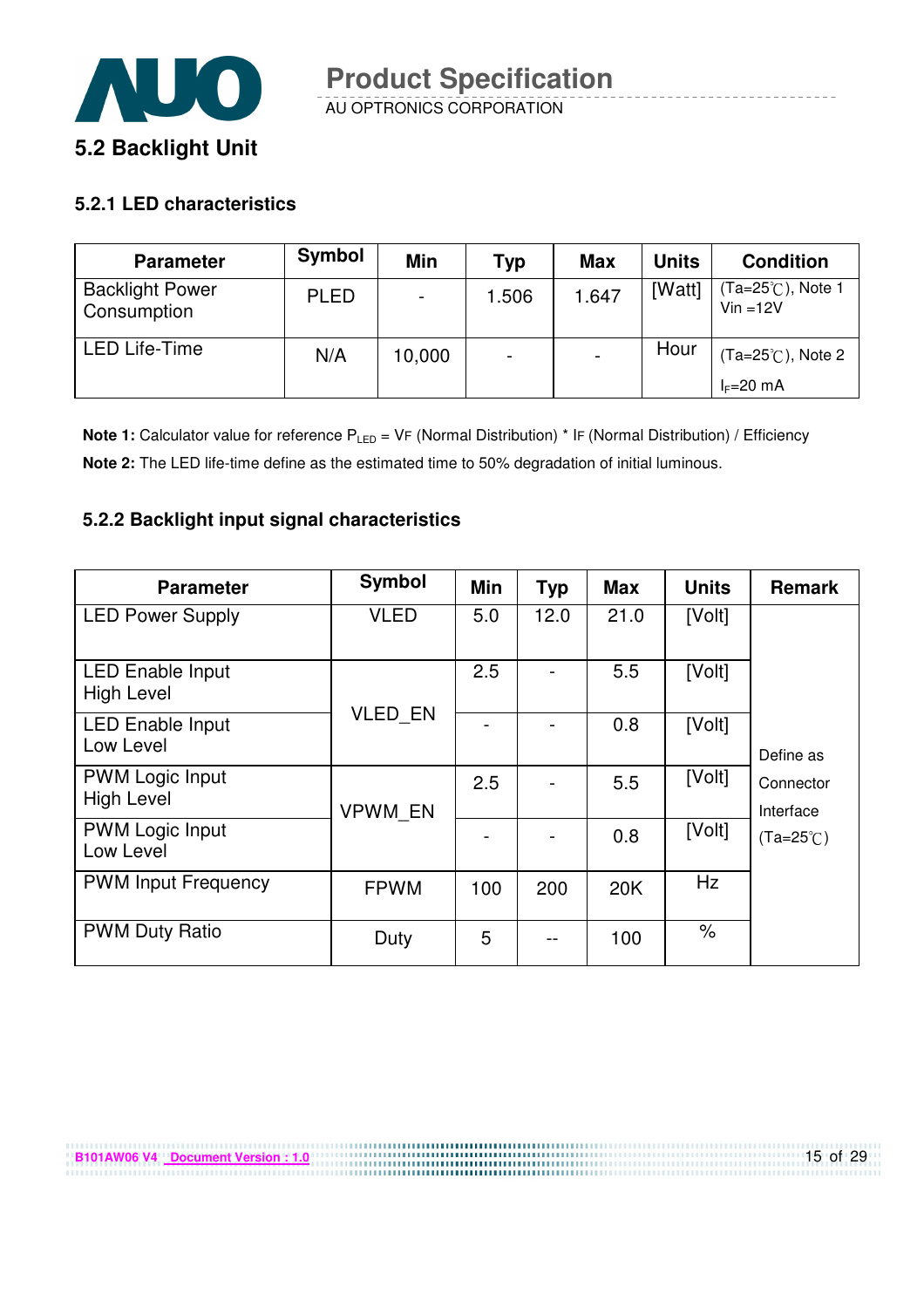## 5.2 Backlight Unit

### 5.2.1 LED characteristics

| Parameter | Symbol | Min | Typ | Max | Units | Condition |
|---|---|---|---|---|---|---|
| Backlight Power Consumption | PLED | - | 1.506 | 1.647 | [Watt] | (Ta=25℃), Note 1 Vin =12V |
| LED Life-Time | N/A | 10,000 | - | - | Hour | (Ta=25℃), Note 2 $I_F$=20 mA |

**Note 1:** Calculator value for reference $P_{LED}$ = VF (Normal Distribution) * IF (Normal Distribution) / Efficiency

**Note 2:** The LED life-time define as the estimated time to 50% degradation of initial luminous.

### 5.2.2 Backlight input signal characteristics

| Parameter | Symbol | Min | Typ | Max | Units | Remark |
|---|---|---|---|---|---|---|
| LED Power Supply | VLED | 5.0 | 12.0 | 21.0 | [Volt] | Define as Connector Interface (Ta=25℃) |
| LED Enable Input High Level | VLED_EN | 2.5 | - | 5.5 | [Volt] | |
| LED Enable Input Low Level | | - | - | 0.8 | [Volt] | |
| PWM Logic Input High Level | VPWM_EN | 2.5 | - | 5.5 | [Volt] | |
| PWM Logic Input Low Level | | - | - | 0.8 | [Volt] | |
| PWM Input Frequency | FPWM | 100 | 200 | 20K | Hz | |
| PWM Duty Ratio | Duty | 5 | -- | 100 | % | |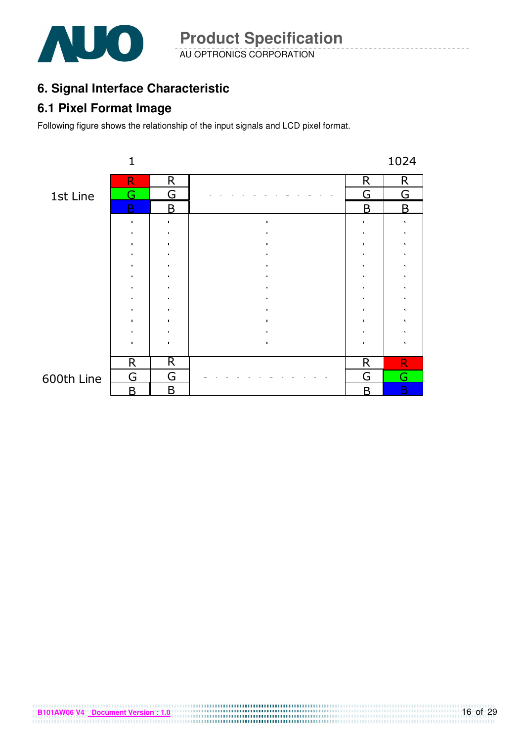## 6. Signal Interface Characteristic

### 6.1 Pixel Format Image

Following figure shows the relationship of the input signals and LCD pixel format.

| | 1 | | | | 1024 |
|---|---|---|---|---|---|
| 1st Line | R G B | R G B | - - - - - - - - - - - - | R G B | R G B |
| | : | : | : | : | : |
| 600th Line | R G B | R G B | - - - - - - - - - - - - | R G B | R G B |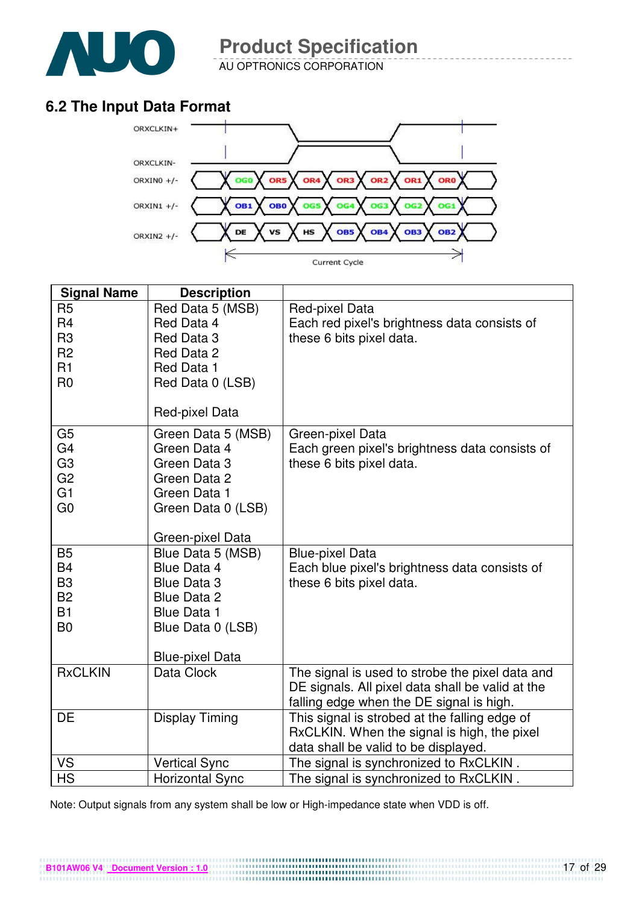## 6.2 The Input Data Format

ORXCLKIN+

ORXCLKIN-

ORXIN0 +/- OG0 OR5 OR4 OR3 OR2 OR1 OR0

ORXIN1 +/- OB1 OB0 OG5 OG4 OG3 OG2 OG1

ORXIN2 +/- DE VS HS OB5 OB4 OB3 OB2

Current Cycle

| Signal Name | Description | |
|---|---|---|
| R5<br>R4<br>R3<br>R2<br>R1<br>R0 | Red Data 5 (MSB)<br>Red Data 4<br>Red Data 3<br>Red Data 2<br>Red Data 1<br>Red Data 0 (LSB)<br><br>Red-pixel Data | Red-pixel Data<br>Each red pixel's brightness data consists of these 6 bits pixel data. |
| G5<br>G4<br>G3<br>G2<br>G1<br>G0 | Green Data 5 (MSB)<br>Green Data 4<br>Green Data 3<br>Green Data 2<br>Green Data 1<br>Green Data 0 (LSB)<br><br>Green-pixel Data | Green-pixel Data<br>Each green pixel's brightness data consists of these 6 bits pixel data. |
| B5<br>B4<br>B3<br>B2<br>B1<br>B0 | Blue Data 5 (MSB)<br>Blue Data 4<br>Blue Data 3<br>Blue Data 2<br>Blue Data 1<br>Blue Data 0 (LSB)<br><br>Blue-pixel Data | Blue-pixel Data<br>Each blue pixel's brightness data consists of these 6 bits pixel data. |
| RxCLKIN | Data Clock | The signal is used to strobe the pixel data and DE signals. All pixel data shall be valid at the falling edge when the DE signal is high. |
| DE | Display Timing | This signal is strobed at the falling edge of RxCLKIN. When the signal is high, the pixel data shall be valid to be displayed. |
| VS | Vertical Sync | The signal is synchronized to RxCLKIN . |
| HS | Horizontal Sync | The signal is synchronized to RxCLKIN . |

Note: Output signals from any system shall be low or High-impedance state when VDD is off.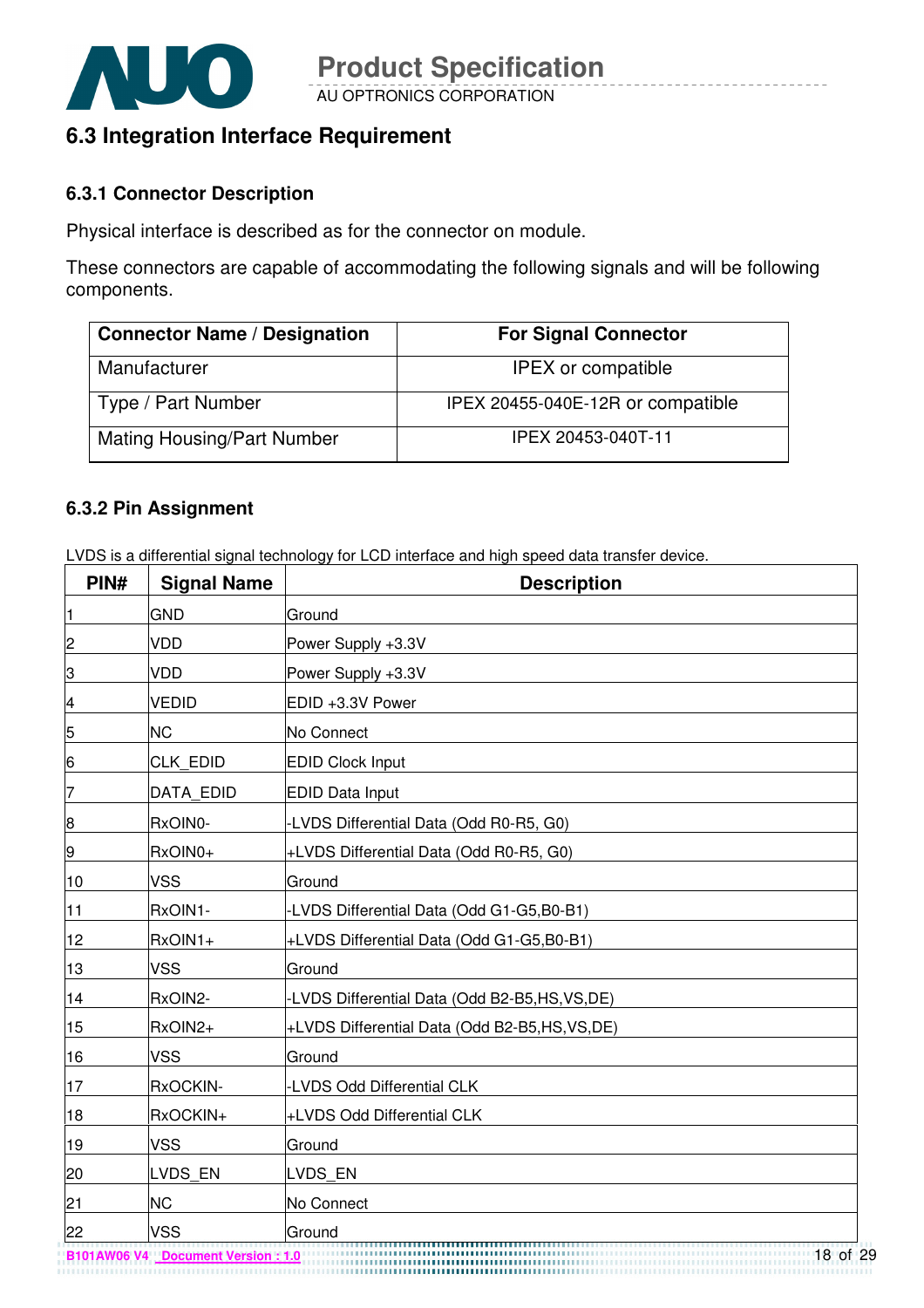## 6.3 Integration Interface Requirement

### 6.3.1 Connector Description

Physical interface is described as for the connector on module.

These connectors are capable of accommodating the following signals and will be following components.

| Connector Name / Designation | For Signal Connector |
|---|---|
| Manufacturer | IPEX or compatible |
| Type / Part Number | IPEX 20455-040E-12R or compatible |
| Mating Housing/Part Number | IPEX 20453-040T-11 |

### 6.3.2 Pin Assignment

LVDS is a differential signal technology for LCD interface and high speed data transfer device.

| PIN# | Signal Name | Description |
|---|---|---|
| 1 | GND | Ground |
| 2 | VDD | Power Supply +3.3V |
| 3 | VDD | Power Supply +3.3V |
| 4 | VEDID | EDID +3.3V Power |
| 5 | NC | No Connect |
| 6 | CLK_EDID | EDID Clock Input |
| 7 | DATA_EDID | EDID Data Input |
| 8 | RxOIN0- | -LVDS Differential Data (Odd R0-R5, G0) |
| 9 | RxOIN0+ | +LVDS Differential Data (Odd R0-R5, G0) |
| 10 | VSS | Ground |
| 11 | RxOIN1- | -LVDS Differential Data (Odd G1-G5,B0-B1) |
| 12 | RxOIN1+ | +LVDS Differential Data (Odd G1-G5,B0-B1) |
| 13 | VSS | Ground |
| 14 | RxOIN2- | -LVDS Differential Data (Odd B2-B5,HS,VS,DE) |
| 15 | RxOIN2+ | +LVDS Differential Data (Odd B2-B5,HS,VS,DE) |
| 16 | VSS | Ground |
| 17 | RxOCKIN- | -LVDS Odd Differential CLK |
| 18 | RxOCKIN+ | +LVDS Odd Differential CLK |
| 19 | VSS | Ground |
| 20 | LVDS_EN | LVDS_EN |
| 21 | NC | No Connect |
| 22 | VSS | Ground |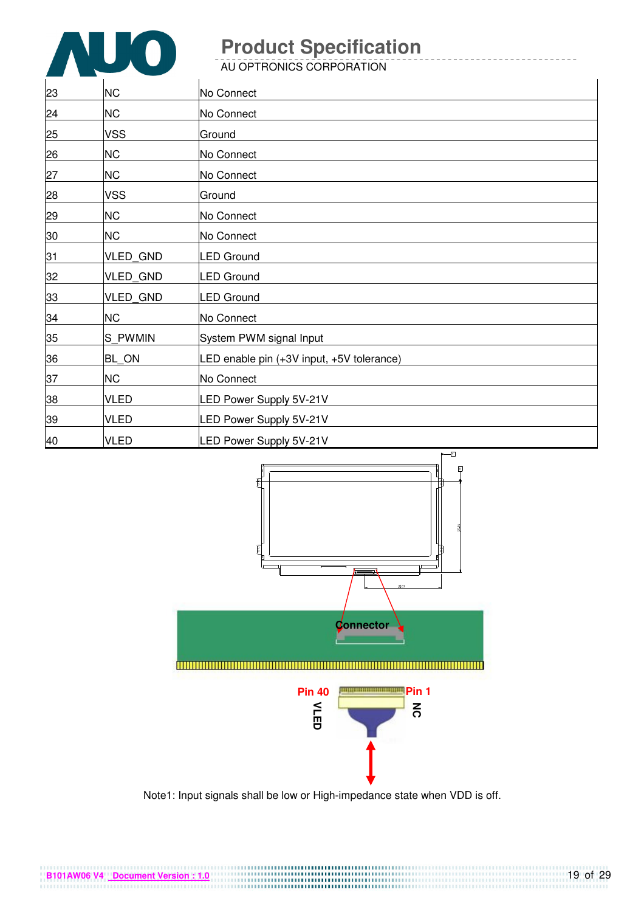| | | |
|---|---|---|
| 23 | NC | No Connect |
| 24 | NC | No Connect |
| 25 | VSS | Ground |
| 26 | NC | No Connect |
| 27 | NC | No Connect |
| 28 | VSS | Ground |
| 29 | NC | No Connect |
| 30 | NC | No Connect |
| 31 | VLED_GND | LED Ground |
| 32 | VLED_GND | LED Ground |
| 33 | VLED_GND | LED Ground |
| 34 | NC | No Connect |
| 35 | S_PWMIN | System PWM signal Input |
| 36 | BL_ON | LED enable pin (+3V input, +5V tolerance) |
| 37 | NC | No Connect |
| 38 | VLED | LED Power Supply 5V-21V |
| 39 | VLED | LED Power Supply 5V-21V |
| 40 | VLED | LED Power Supply 5V-21V |

Connector

Pin 40 VLED

Pin 1 NC

Note1: Input signals shall be low or High-impedance state when VDD is off.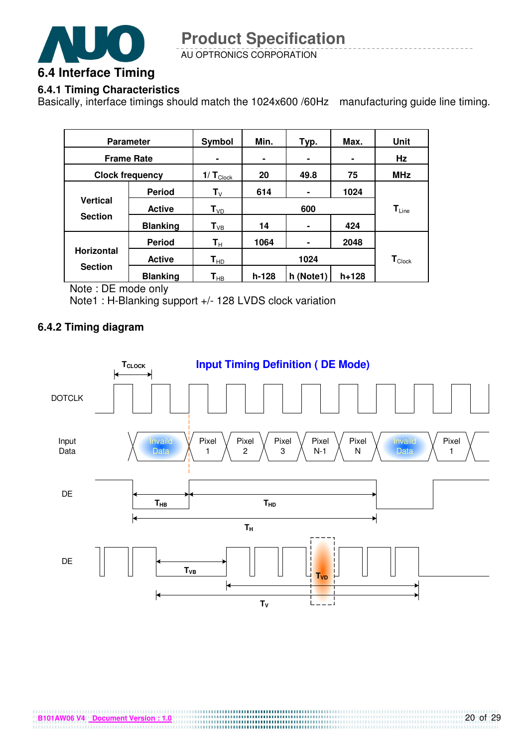## 6.4 Interface Timing

### 6.4.1 Timing Characteristics

Basically, interface timings should match the 1024x600 /60Hz manufacturing guide line timing.

| Parameter | | Symbol | Min. | Typ. | Max. | Unit |
|---|---|---|---|---|---|---|
| Frame Rate | | - | - | - | - | Hz |
| Clock frequency | | $1/T_{Clock}$ | 20 | 49.8 | 75 | MHz |
| Vertical Section | Period | $T_V$ | 614 | - | 1024 | $T_{Line}$ |
| | Active | $T_{VD}$ | 600 | | | |
| | Blanking | $T_{VB}$ | 14 | - | 424 | |
| Horizontal Section | Period | $T_H$ | 1064 | - | 2048 | $T_{Clock}$ |
| | Active | $T_{HD}$ | 1024 | | | |
| | Blanking | $T_{HB}$ | h-128 | h (Note1) | h+128 | |

Note : DE mode only

Note1 : H-Blanking support +/- 128 LVDS clock variation

### 6.4.2 Timing diagram

**Input Timing Definition ( DE Mode)**

Signals: DOTCLK ($T_{CLOCK}$), Input Data (Invaild Data, Pixel 1, Pixel 2, Pixel 3, Pixel N-1, Pixel N, Invaild Data, Pixel 1), DE ($T_{HB}$, $T_{HD}$, $T_H$), DE ($T_{VB}$, $T_{VD}$, $T_V$)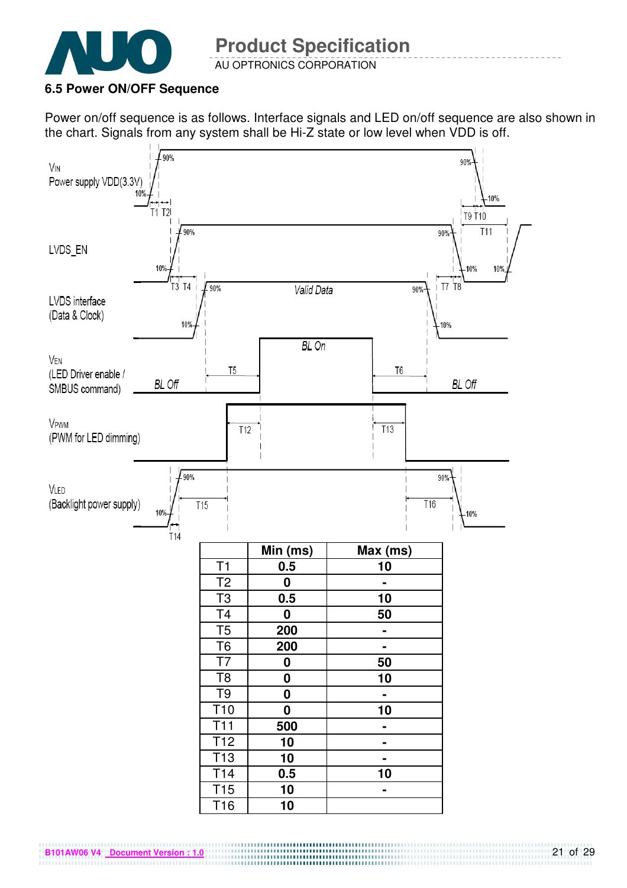### 6.5 Power ON/OFF Sequence

Power on/off sequence is as follows. Interface signals and LED on/off sequence are also shown in the chart. Signals from any system shall be Hi-Z state or low level when VDD is off.

|  | Min (ms) | Max (ms) |
|---|---|---|
| T1 | 0.5 | 10 |
| T2 | 0 | - |
| T3 | 0.5 | 10 |
| T4 | 0 | 50 |
| T5 | 200 | - |
| T6 | 200 | - |
| T7 | 0 | 50 |
| T8 | 0 | 10 |
| T9 | 0 | - |
| T10 | 0 | 10 |
| T11 | 500 | - |
| T12 | 10 | - |
| T13 | 10 | - |
| T14 | 0.5 | 10 |
| T15 | 10 | - |
| T16 | 10 |  |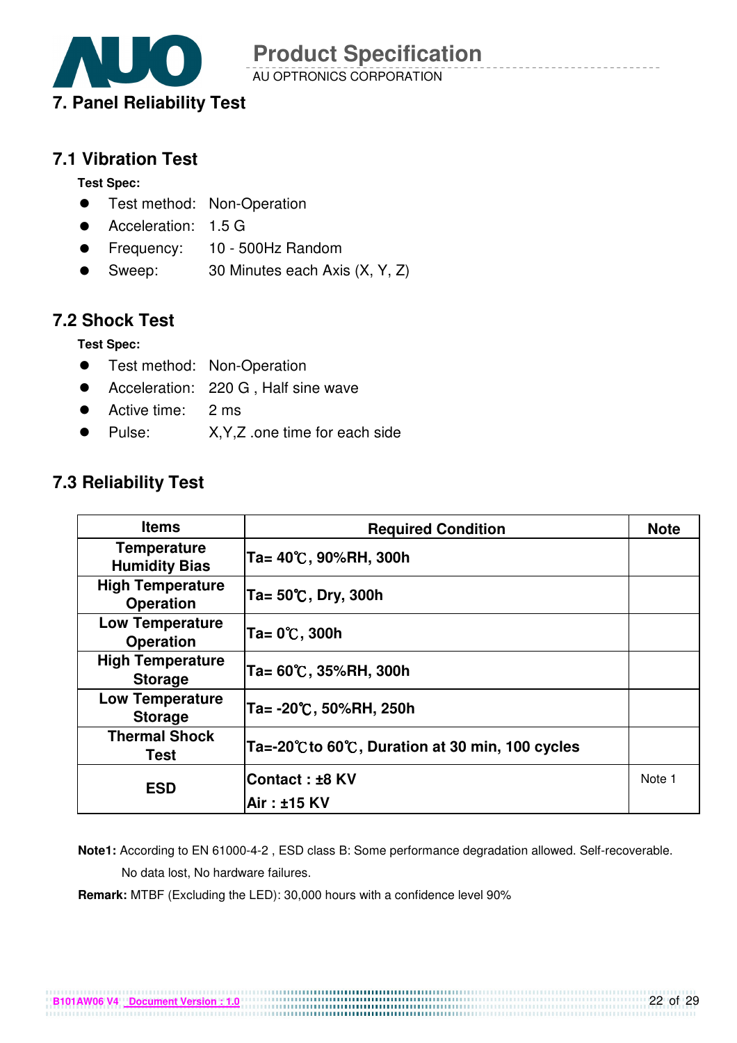# 7. Panel Reliability Test

## 7.1 Vibration Test

**Test Spec:**

- Test method: Non-Operation
- Acceleration: 1.5 G
- Frequency: 10 - 500Hz Random
- Sweep: 30 Minutes each Axis (X, Y, Z)

## 7.2 Shock Test

**Test Spec:**

- Test method: Non-Operation
- Acceleration: 220 G , Half sine wave
- Active time: 2 ms
- Pulse: X,Y,Z .one time for each side

## 7.3 Reliability Test

| Items | Required Condition | Note |
|---|---|---|
| **Temperature Humidity Bias** | **Ta= 40℃, 90%RH, 300h** | |
| **High Temperature Operation** | **Ta= 50℃, Dry, 300h** | |
| **Low Temperature Operation** | **Ta= 0℃, 300h** | |
| **High Temperature Storage** | **Ta= 60℃, 35%RH, 300h** | |
| **Low Temperature Storage** | **Ta= -20℃, 50%RH, 250h** | |
| **Thermal Shock Test** | **Ta=-20℃to 60℃, Duration at 30 min, 100 cycles** | |
| **ESD** | **Contact : ±8 KV**<br>**Air : ±15 KV** | Note 1 |

**Note1:** According to EN 61000-4-2 , ESD class B: Some performance degradation allowed. Self-recoverable. No data lost, No hardware failures.

**Remark:** MTBF (Excluding the LED): 30,000 hours with a confidence level 90%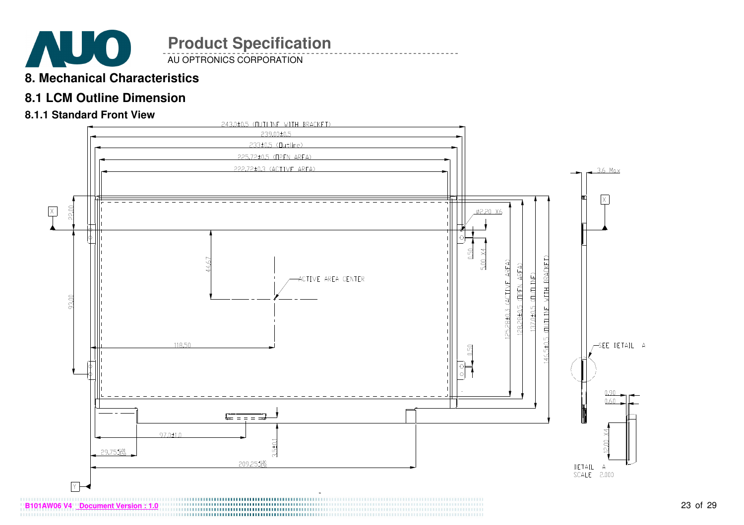# 8. Mechanical Characteristics

## 8.1 LCM Outline Dimension

### 8.1.1 Standard Front View

243.0±0.5 (OUTLINE WITH BRACKET)

239.00±0.5

233±0.5 (Outline)

225.72±0.5 (OPEN AREA)

222.72±0.3 (ACTIVE AREA)

3.6 Max

X

22.00

93.00

44.67

ACTIVE AREA CENTER

118.50

Ø2.20 X6

0.50

5.00 X4

0.50

125.28±0.3 (ACTIVE AREA)

128.28±0.5 (OPEN AREA)

137.0±0.5 (OUTLINE)

146.5±0.5 (OUTLINE WITH BRACKET)

SEE DETAIL A

0.90

0.60

12.00 X4

DETAIL A
SCALE 2.000

97.0±1.0

3.5±0.1

$29.75^{+1.00}_{-0.50}$

$209.25^{+1.00}_{-0.50}$

Y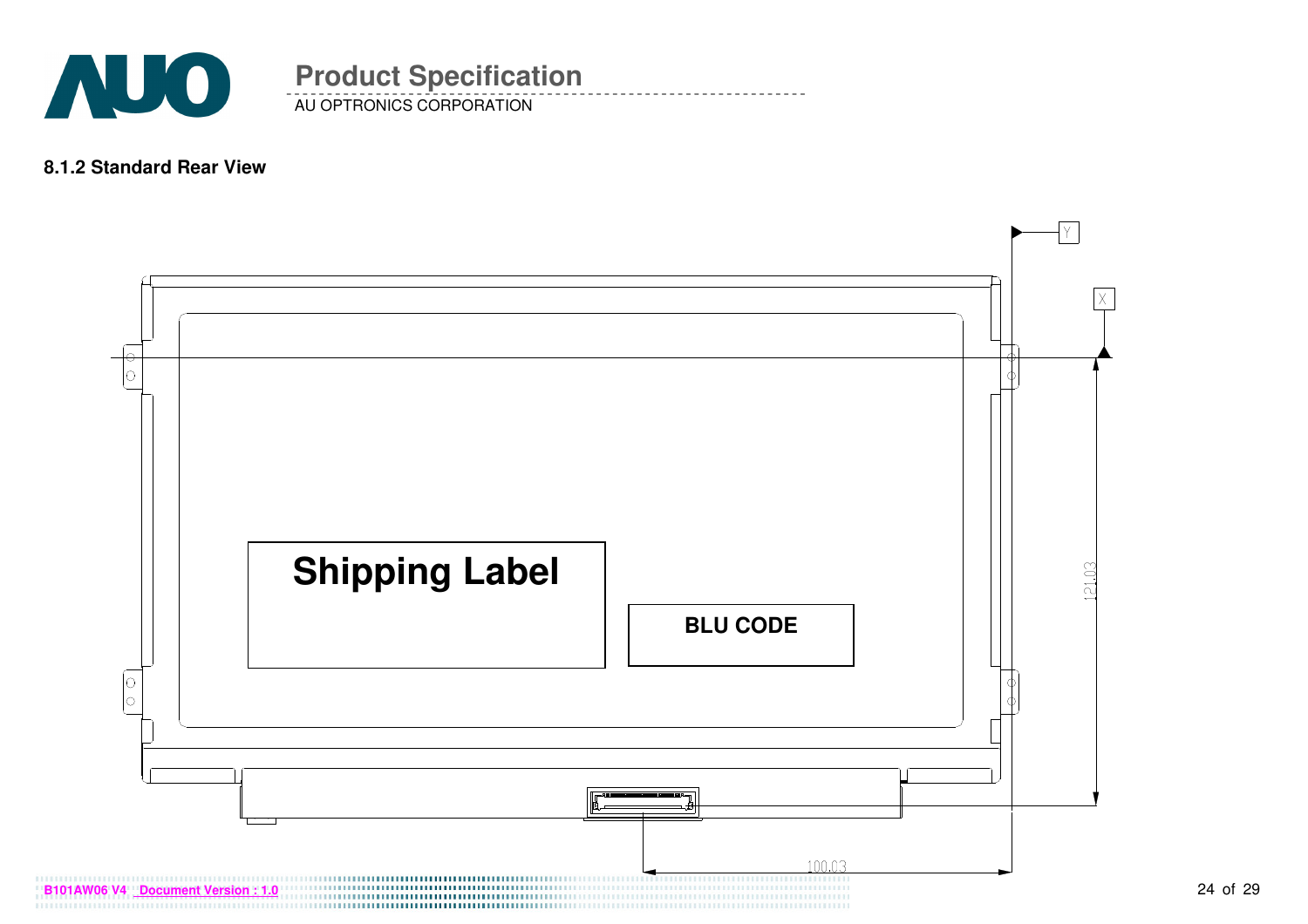#### 8.1.2 Standard Rear View

Shipping Label

BLU CODE

121.03

100.03

X

Y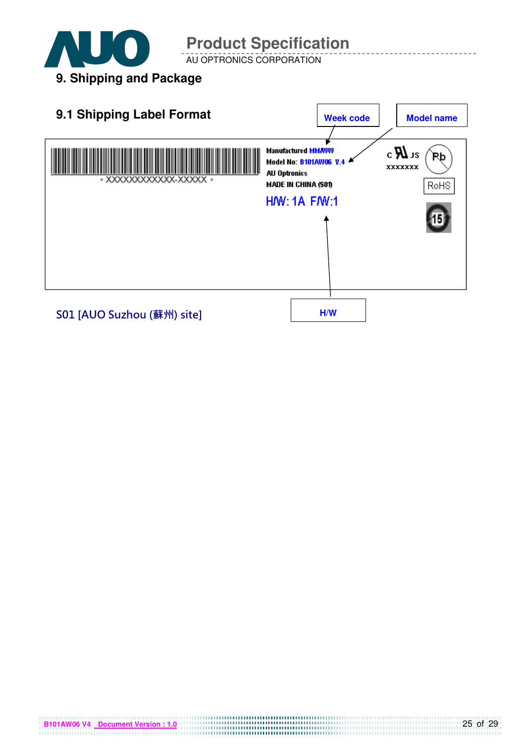## 9. Shipping and Package

### 9.1 Shipping Label Format

Week code

Model name

Manufactured MM/WW
Model No: B101AW06 V.4
AU Optronics
MADE IN CHINA (S01)

H/W: 1A F/W:1

\* XXXXXXXXXXXX-XXXXX \*

c US
XXXXXXX

Pb

RoHS

15

H/W

S01 [AUO Suzhou (蘇州) site]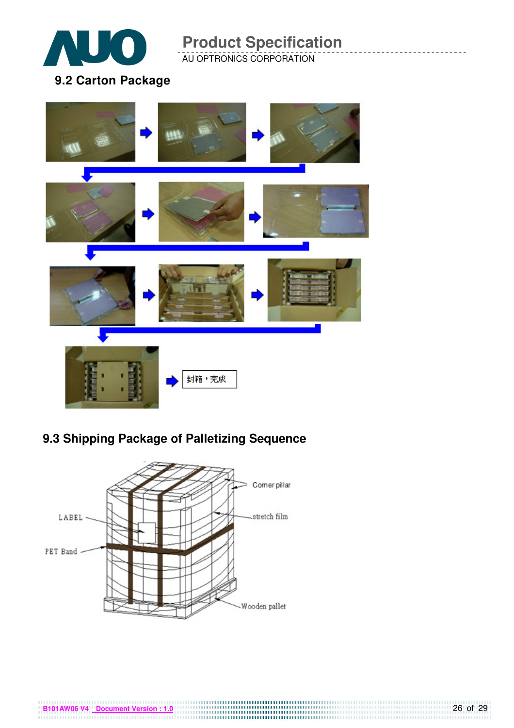## 9.2 Carton Package

封箱，完成

## 9.3 Shipping Package of Palletizing Sequence

Corner pillar

LABEL

stretch film

PET Band

Wooden pallet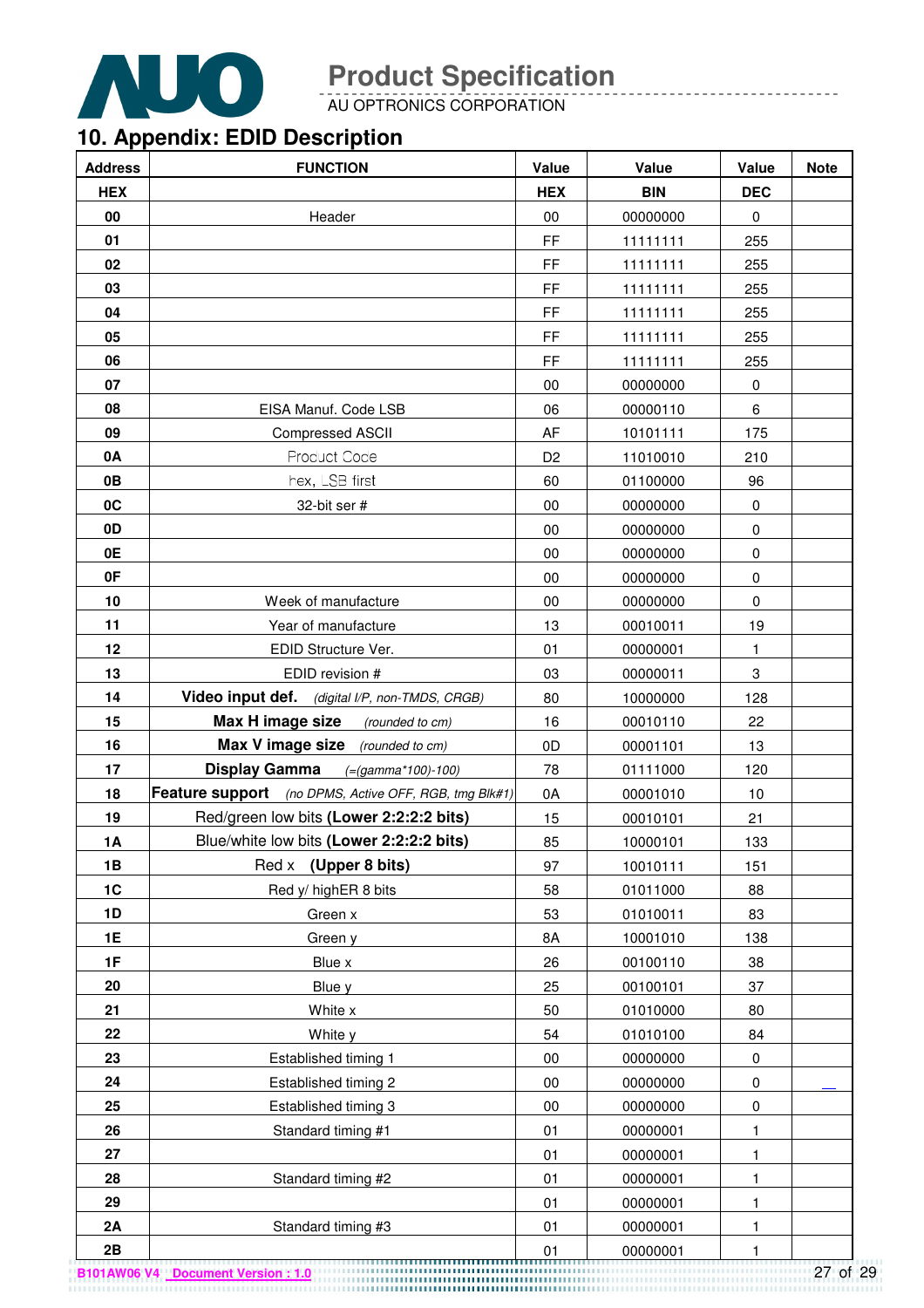# 10. Appendix: EDID Description

| Address | FUNCTION | Value | Value | Value | Note |
|---|---|---|---|---|---|
| HEX | | HEX | BIN | DEC | |
| 00 | Header | 00 | 00000000 | 0 | |
| 01 | | FF | 11111111 | 255 | |
| 02 | | FF | 11111111 | 255 | |
| 03 | | FF | 11111111 | 255 | |
| 04 | | FF | 11111111 | 255 | |
| 05 | | FF | 11111111 | 255 | |
| 06 | | FF | 11111111 | 255 | |
| 07 | | 00 | 00000000 | 0 | |
| 08 | EISA Manuf. Code LSB | 06 | 00000110 | 6 | |
| 09 | Compressed ASCII | AF | 10101111 | 175 | |
| 0A | Product Code | D2 | 11010010 | 210 | |
| 0B | hex, LSB first | 60 | 01100000 | 96 | |
| 0C | 32-bit ser # | 00 | 00000000 | 0 | |
| 0D | | 00 | 00000000 | 0 | |
| 0E | | 00 | 00000000 | 0 | |
| 0F | | 00 | 00000000 | 0 | |
| 10 | Week of manufacture | 00 | 00000000 | 0 | |
| 11 | Year of manufacture | 13 | 00010011 | 19 | |
| 12 | EDID Structure Ver. | 01 | 00000001 | 1 | |
| 13 | EDID revision # | 03 | 00000011 | 3 | |
| 14 | **Video input def.** *(digital I/P, non-TMDS, CRGB)* | 80 | 10000000 | 128 | |
| 15 | **Max H image size** *(rounded to cm)* | 16 | 00010110 | 22 | |
| 16 | **Max V image size** *(rounded to cm)* | 0D | 00001101 | 13 | |
| 17 | **Display Gamma** *(=(gamma\*100)-100)* | 78 | 01111000 | 120 | |
| 18 | **Feature support** *(no DPMS, Active OFF, RGB, tmg Blk#1)* | 0A | 00001010 | 10 | |
| 19 | Red/green low bits **(Lower 2:2:2:2 bits)** | 15 | 00010101 | 21 | |
| 1A | Blue/white low bits **(Lower 2:2:2:2 bits)** | 85 | 10000101 | 133 | |
| 1B | Red x **(Upper 8 bits)** | 97 | 10010111 | 151 | |
| 1C | Red y/ highER 8 bits | 58 | 01011000 | 88 | |
| 1D | Green x | 53 | 01010011 | 83 | |
| 1E | Green y | 8A | 10001010 | 138 | |
| 1F | Blue x | 26 | 00100110 | 38 | |
| 20 | Blue y | 25 | 00100101 | 37 | |
| 21 | White x | 50 | 01010000 | 80 | |
| 22 | White y | 54 | 01010100 | 84 | |
| 23 | Established timing 1 | 00 | 00000000 | 0 | |
| 24 | Established timing 2 | 00 | 00000000 | 0 | |
| 25 | Established timing 3 | 00 | 00000000 | 0 | |
| 26 | Standard timing #1 | 01 | 00000001 | 1 | |
| 27 | | 01 | 00000001 | 1 | |
| 28 | Standard timing #2 | 01 | 00000001 | 1 | |
| 29 | | 01 | 00000001 | 1 | |
| 2A | Standard timing #3 | 01 | 00000001 | 1 | |
| 2B | | 01 | 00000001 | 1 | |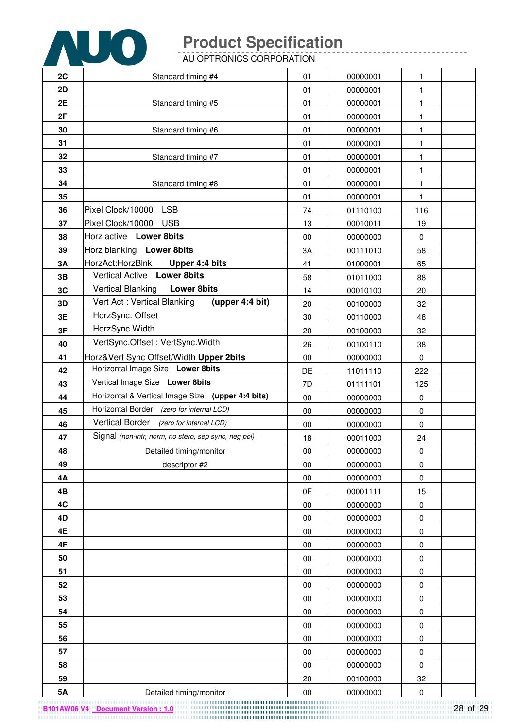| | | | | | |
|---|---|---|---|---|---|
| **2C** | Standard timing #4 | 01 | 00000001 | 1 | |
| **2D** | | 01 | 00000001 | 1 | |
| **2E** | Standard timing #5 | 01 | 00000001 | 1 | |
| **2F** | | 01 | 00000001 | 1 | |
| **30** | Standard timing #6 | 01 | 00000001 | 1 | |
| **31** | | 01 | 00000001 | 1 | |
| **32** | Standard timing #7 | 01 | 00000001 | 1 | |
| **33** | | 01 | 00000001 | 1 | |
| **34** | Standard timing #8 | 01 | 00000001 | 1 | |
| **35** | | 01 | 00000001 | 1 | |
| **36** | Pixel Clock/10000 LSB | 74 | 01110100 | 116 | |
| **37** | Pixel Clock/10000 USB | 13 | 00010011 | 19 | |
| **38** | Horz active **Lower 8bits** | 00 | 00000000 | 0 | |
| **39** | Horz blanking **Lower 8bits** | 3A | 00111010 | 58 | |
| **3A** | HorzAct:HorzBlnk **Upper 4:4 bits** | 41 | 01000001 | 65 | |
| **3B** | Vertical Active **Lower 8bits** | 58 | 01011000 | 88 | |
| **3C** | Vertical Blanking **Lower 8bits** | 14 | 00010100 | 20 | |
| **3D** | Vert Act : Vertical Blanking **(upper 4:4 bit)** | 20 | 00100000 | 32 | |
| **3E** | HorzSync. Offset | 30 | 00110000 | 48 | |
| **3F** | HorzSync.Width | 20 | 00100000 | 32 | |
| **40** | VertSync.Offset : VertSync.Width | 26 | 00100110 | 38 | |
| **41** | Horz&Vert Sync Offset/Width **Upper 2bits** | 00 | 00000000 | 0 | |
| **42** | Horizontal Image Size **Lower 8bits** | DE | 11011110 | 222 | |
| **43** | Vertical Image Size **Lower 8bits** | 7D | 01111101 | 125 | |
| **44** | Horizontal & Vertical Image Size **(upper 4:4 bits)** | 00 | 00000000 | 0 | |
| **45** | Horizontal Border *(zero for internal LCD)* | 00 | 00000000 | 0 | |
| **46** | Vertical Border *(zero for internal LCD)* | 00 | 00000000 | 0 | |
| **47** | Signal *(non-intr, norm, no stero, sep sync, neg pol)* | 18 | 00011000 | 24 | |
| **48** | Detailed timing/monitor | 00 | 00000000 | 0 | |
| **49** | descriptor #2 | 00 | 00000000 | 0 | |
| **4A** | | 00 | 00000000 | 0 | |
| **4B** | | 0F | 00001111 | 15 | |
| **4C** | | 00 | 00000000 | 0 | |
| **4D** | | 00 | 00000000 | 0 | |
| **4E** | | 00 | 00000000 | 0 | |
| **4F** | | 00 | 00000000 | 0 | |
| **50** | | 00 | 00000000 | 0 | |
| **51** | | 00 | 00000000 | 0 | |
| **52** | | 00 | 00000000 | 0 | |
| **53** | | 00 | 00000000 | 0 | |
| **54** | | 00 | 00000000 | 0 | |
| **55** | | 00 | 00000000 | 0 | |
| **56** | | 00 | 00000000 | 0 | |
| **57** | | 00 | 00000000 | 0 | |
| **58** | | 00 | 00000000 | 0 | |
| **59** | | 20 | 00100000 | 32 | |
| **5A** | Detailed timing/monitor | 00 | 00000000 | 0 | |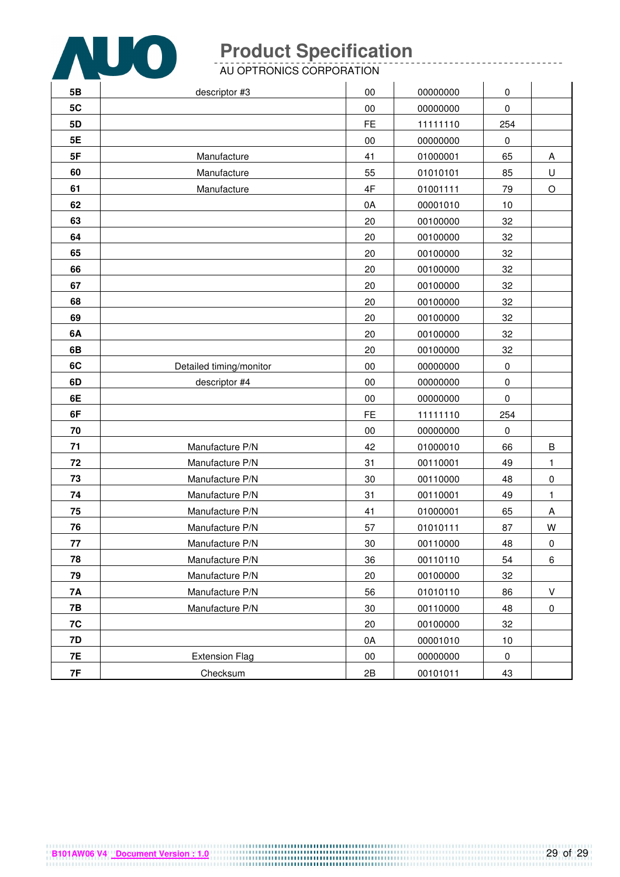| | | | | | |
|---|---|---|---|---|---|
| 5B | descriptor #3 | 00 | 00000000 | 0 | |
| 5C | | 00 | 00000000 | 0 | |
| 5D | | FE | 11111110 | 254 | |
| 5E | | 00 | 00000000 | 0 | |
| 5F | Manufacture | 41 | 01000001 | 65 | A |
| 60 | Manufacture | 55 | 01010101 | 85 | U |
| 61 | Manufacture | 4F | 01001111 | 79 | O |
| 62 | | 0A | 00001010 | 10 | |
| 63 | | 20 | 00100000 | 32 | |
| 64 | | 20 | 00100000 | 32 | |
| 65 | | 20 | 00100000 | 32 | |
| 66 | | 20 | 00100000 | 32 | |
| 67 | | 20 | 00100000 | 32 | |
| 68 | | 20 | 00100000 | 32 | |
| 69 | | 20 | 00100000 | 32 | |
| 6A | | 20 | 00100000 | 32 | |
| 6B | | 20 | 00100000 | 32 | |
| 6C | Detailed timing/monitor | 00 | 00000000 | 0 | |
| 6D | descriptor #4 | 00 | 00000000 | 0 | |
| 6E | | 00 | 00000000 | 0 | |
| 6F | | FE | 11111110 | 254 | |
| 70 | | 00 | 00000000 | 0 | |
| 71 | Manufacture P/N | 42 | 01000010 | 66 | B |
| 72 | Manufacture P/N | 31 | 00110001 | 49 | 1 |
| 73 | Manufacture P/N | 30 | 00110000 | 48 | 0 |
| 74 | Manufacture P/N | 31 | 00110001 | 49 | 1 |
| 75 | Manufacture P/N | 41 | 01000001 | 65 | A |
| 76 | Manufacture P/N | 57 | 01010111 | 87 | W |
| 77 | Manufacture P/N | 30 | 00110000 | 48 | 0 |
| 78 | Manufacture P/N | 36 | 00110110 | 54 | 6 |
| 79 | Manufacture P/N | 20 | 00100000 | 32 | |
| 7A | Manufacture P/N | 56 | 01010110 | 86 | V |
| 7B | Manufacture P/N | 30 | 00110000 | 48 | 0 |
| 7C | | 20 | 00100000 | 32 | |
| 7D | | 0A | 00001010 | 10 | |
| 7E | Extension Flag | 00 | 00000000 | 0 | |
| 7F | Checksum | 2B | 00101011 | 43 | |